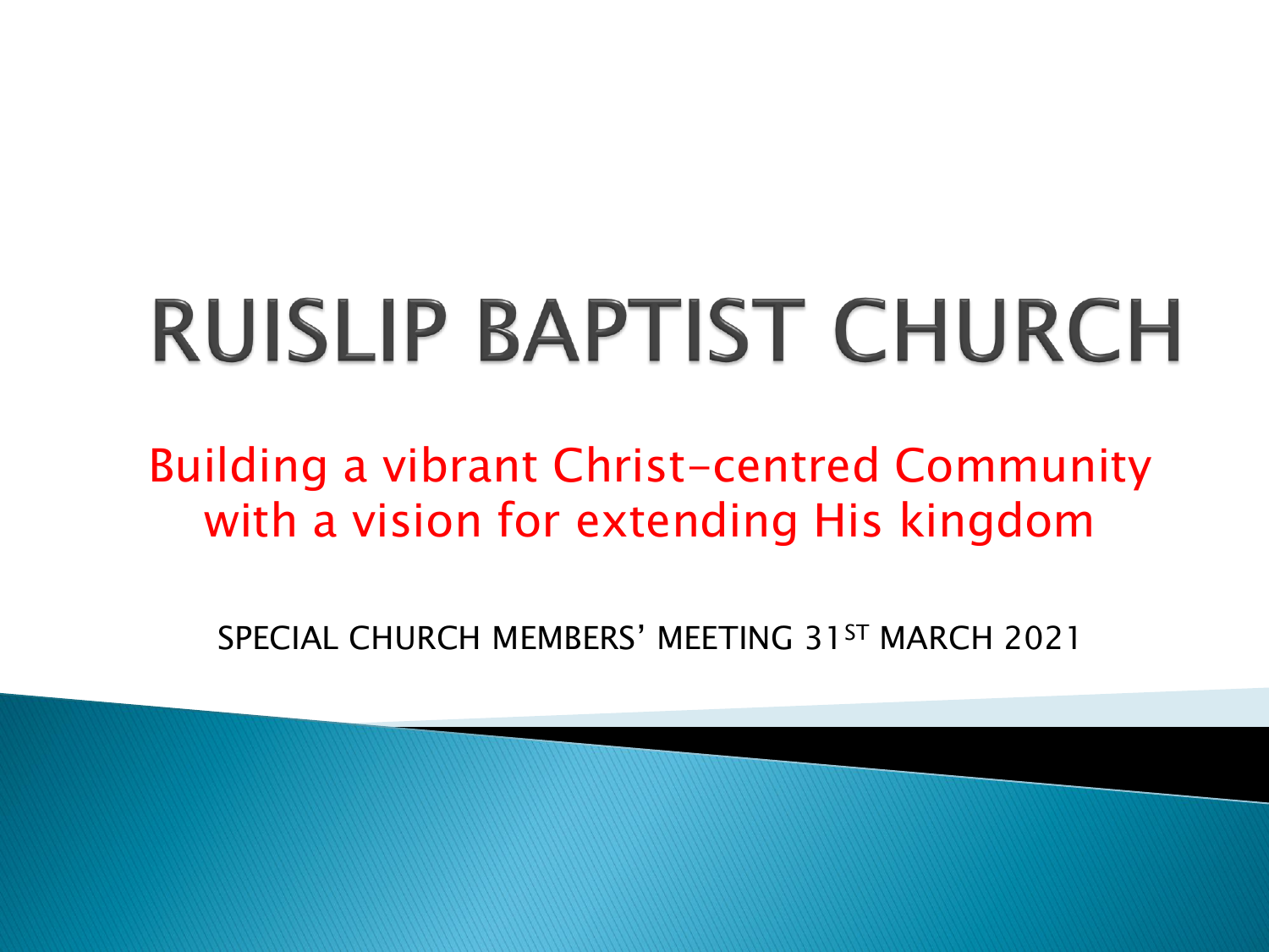# RUISLIP BAPTIST CHURCH

Building a vibrant Christ-centred Community with a vision for extending His kingdom

SPECIAL CHURCH MEMBERS' MEETING 31ST MARCH 2021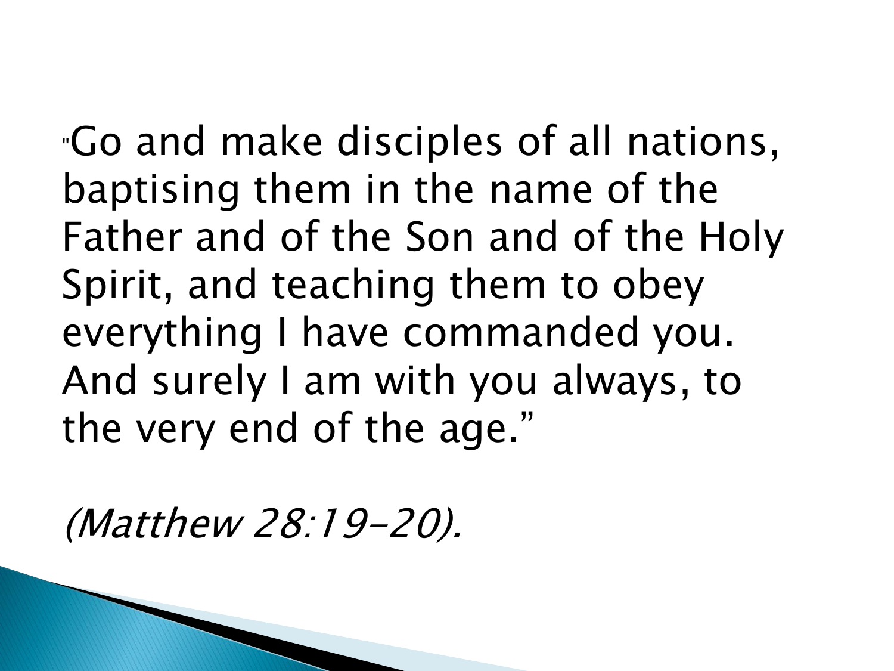"Go and make disciples of all nations, baptising them in the name of the Father and of the Son and of the Holy Spirit, and teaching them to obey everything I have commanded you. And surely I am with you always, to the very end of the age."

*(Matthew 28:19-20).*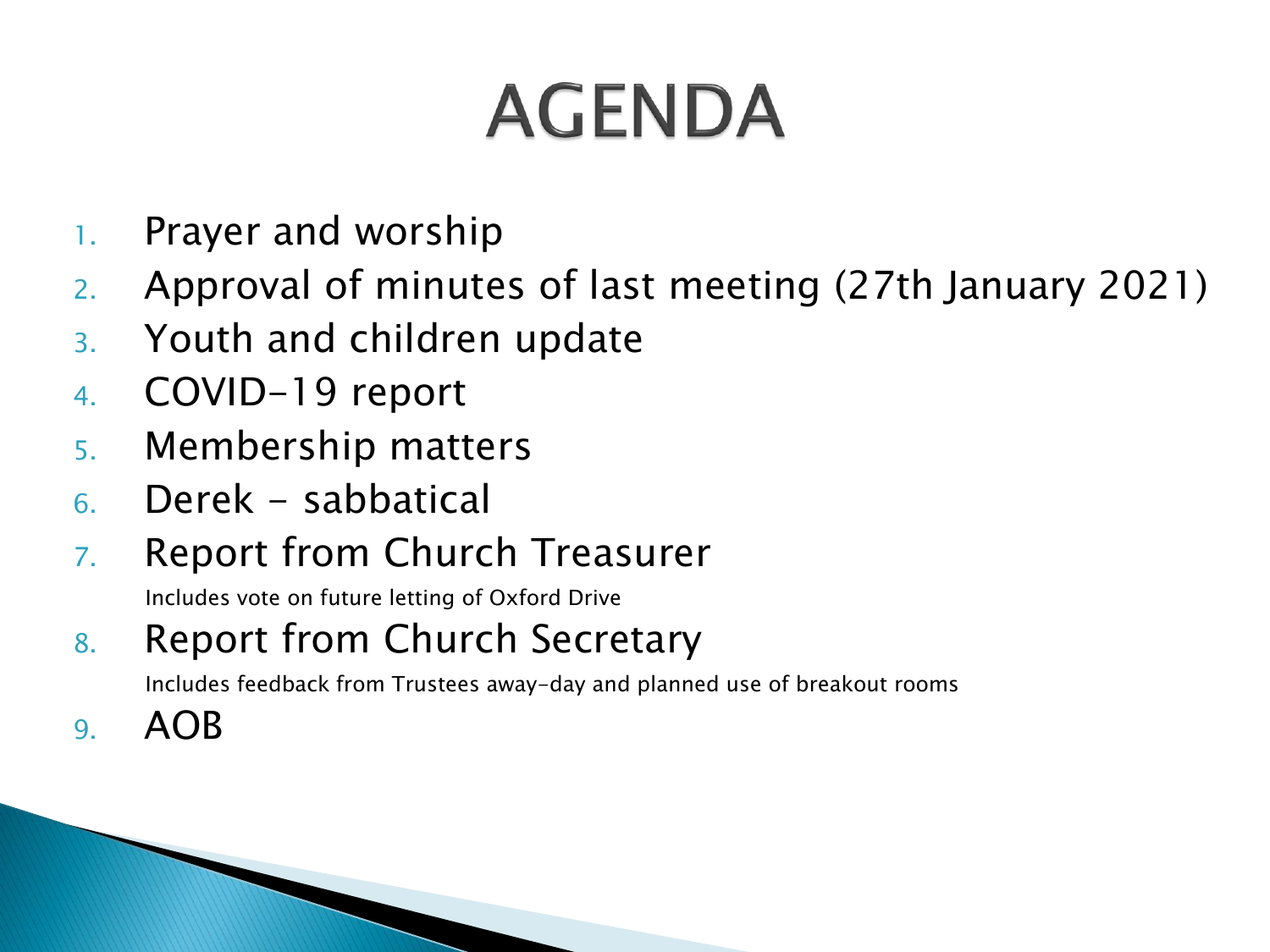# AGENDA

1. Prayer and worship
2. Approval of minutes of last meeting (27th January 2021)
3. Youth and children update
4. COVID-19 report
5. Membership matters
6. Derek - sabbatical
7. Report from Church Treasurer
   Includes vote on future letting of Oxford Drive
8. Report from Church Secretary
   Includes feedback from Trustees away-day and planned use of breakout rooms
9. AOB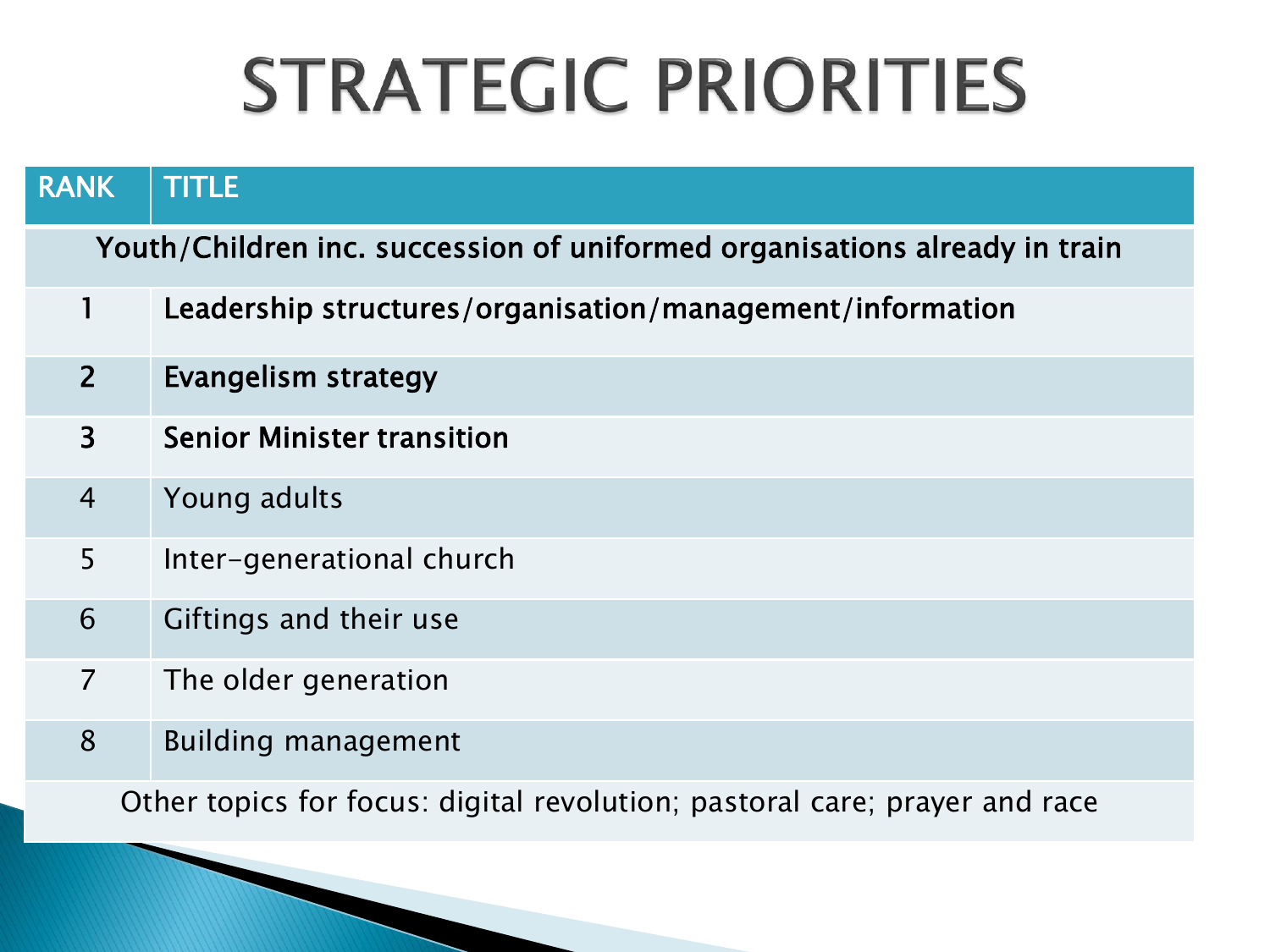# STRATEGIC PRIORITIES

| RANK | TITLE |
|---|---|
| Youth/Children inc. succession of uniformed organisations already in train | |
| 1 | **Leadership structures/organisation/management/information** |
| 2 | **Evangelism strategy** |
| 3 | **Senior Minister transition** |
| 4 | Young adults |
| 5 | Inter-generational church |
| 6 | Giftings and their use |
| 7 | The older generation |
| 8 | Building management |
| Other topics for focus: digital revolution; pastoral care; prayer and race | |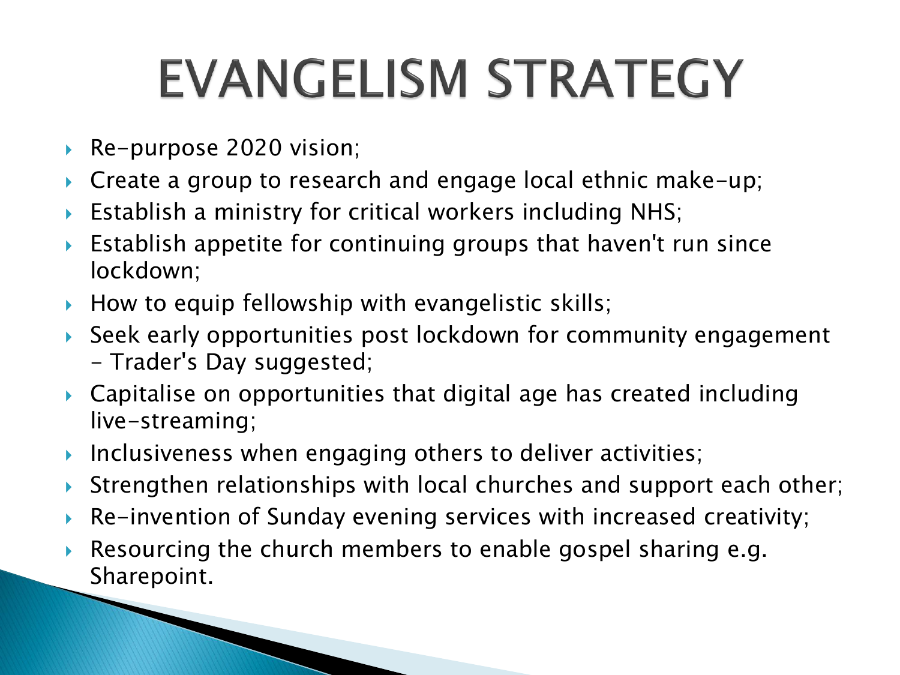# EVANGELISM STRATEGY

- Re-purpose 2020 vision;
- Create a group to research and engage local ethnic make-up;
- Establish a ministry for critical workers including NHS;
- Establish appetite for continuing groups that haven't run since lockdown;
- How to equip fellowship with evangelistic skills;
- Seek early opportunities post lockdown for community engagement - Trader's Day suggested;
- Capitalise on opportunities that digital age has created including live-streaming;
- Inclusiveness when engaging others to deliver activities;
- Strengthen relationships with local churches and support each other;
- Re-invention of Sunday evening services with increased creativity;
- Resourcing the church members to enable gospel sharing e.g. Sharepoint.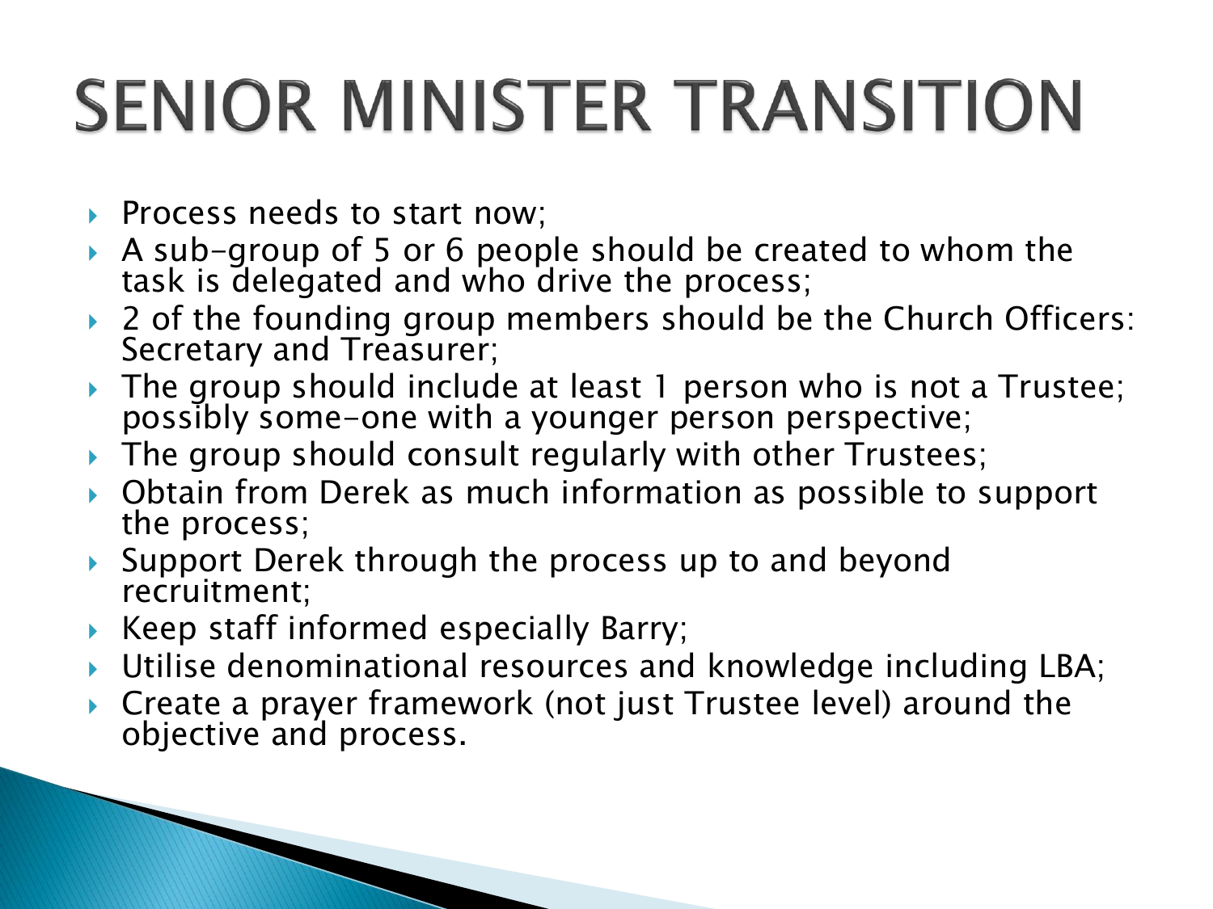# SENIOR MINISTER TRANSITION

- Process needs to start now;
- A sub-group of 5 or 6 people should be created to whom the task is delegated and who drive the process;
- 2 of the founding group members should be the Church Officers: Secretary and Treasurer;
- The group should include at least 1 person who is not a Trustee; possibly some-one with a younger person perspective;
- The group should consult regularly with other Trustees;
- Obtain from Derek as much information as possible to support the process;
- Support Derek through the process up to and beyond recruitment;
- Keep staff informed especially Barry;
- Utilise denominational resources and knowledge including LBA;
- Create a prayer framework (not just Trustee level) around the objective and process.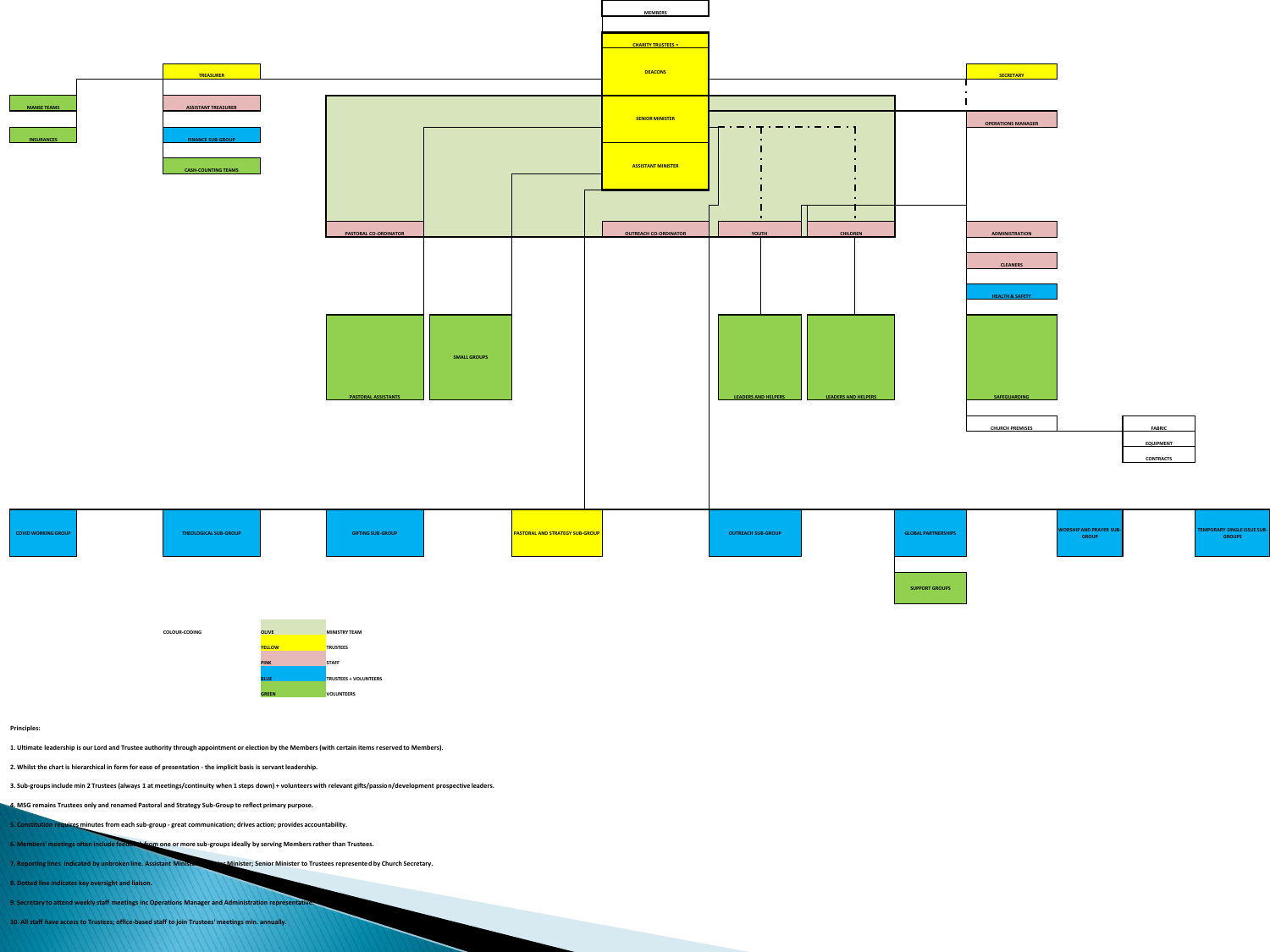MEMBERS

CHARITY TRUSTEES =

DEACONS

TREASURER

SECRETARY

MANSE TEAMS

ASSISTANT TREASURER

SENIOR MINISTER

OPERATIONS MANAGER

INSURANCES

FINANCE SUB-GROUP

CASH-COUNTING TEAMS

ASSISTANT MINISTER

PASTORAL CO-ORDINATOR

OUTREACH CO-ORDINATOR

YOUTH

CHILDREN

ADMINISTRATION

CLEANERS

HEALTH & SAFETY

SMALL GROUPS

PASTORAL ASSISTANTS

LEADERS AND HELPERS

LEADERS AND HELPERS

SAFEGUARDING

CHURCH PREMISES

FABRIC

EQUIPMENT

CONTRACTS

COVID WORKING GROUP

THEOLOGICAL SUB-GROUP

GIFTING SUB-GROUP

PASTORAL AND STRATEGY SUB-GROUP

OUTREACH SUB-GROUP

GLOBAL PARTNERSHIPS

WORSHIP AND PRAYER SUB-GROUP

TEMPORARY SINGLE ISSUE SUB-GROUPS

SUPPORT GROUPS

COLOUR-CODING

| Colour | Meaning |
|---|---|
| OLIVE | MINISTRY TEAM |
| YELLOW | TRUSTEES |
| PINK | STAFF |
| BLUE | TRUSTEES + VOLUNTEERS |
| GREEN | VOLUNTEERS |

**Principles:**

1. Ultimate leadership is our Lord and Trustee authority through appointment or election by the Members (with certain items reserved to Members).

2. Whilst the chart is hierarchical in form for ease of presentation - the implicit basis is servant leadership.

3. Sub-groups include min 2 Trustees (always 1 at meetings/continuity when 1 steps down) + volunteers with relevant gifts/passion/development prospective leaders.

4. MSG remains Trustees only and renamed Pastoral and Strategy Sub-Group to reflect primary purpose.

5. Constitution requires minutes from each sub-group - great communication; drives action; provides accountability.

6. Members' meetings often include feedback from one or more sub-groups ideally by serving Members rather than Trustees.

7. Reporting lines indicated by unbroken line. Assistant Minister to Senior Minister; Senior Minister to Trustees represented by Church Secretary.

8. Dotted line indicates key oversight and liaison.

9. Secretary to attend weekly staff meetings inc Operations Manager and Administration representative.

10. All staff have access to Trustees; office-based staff to join Trustees' meetings min. annually.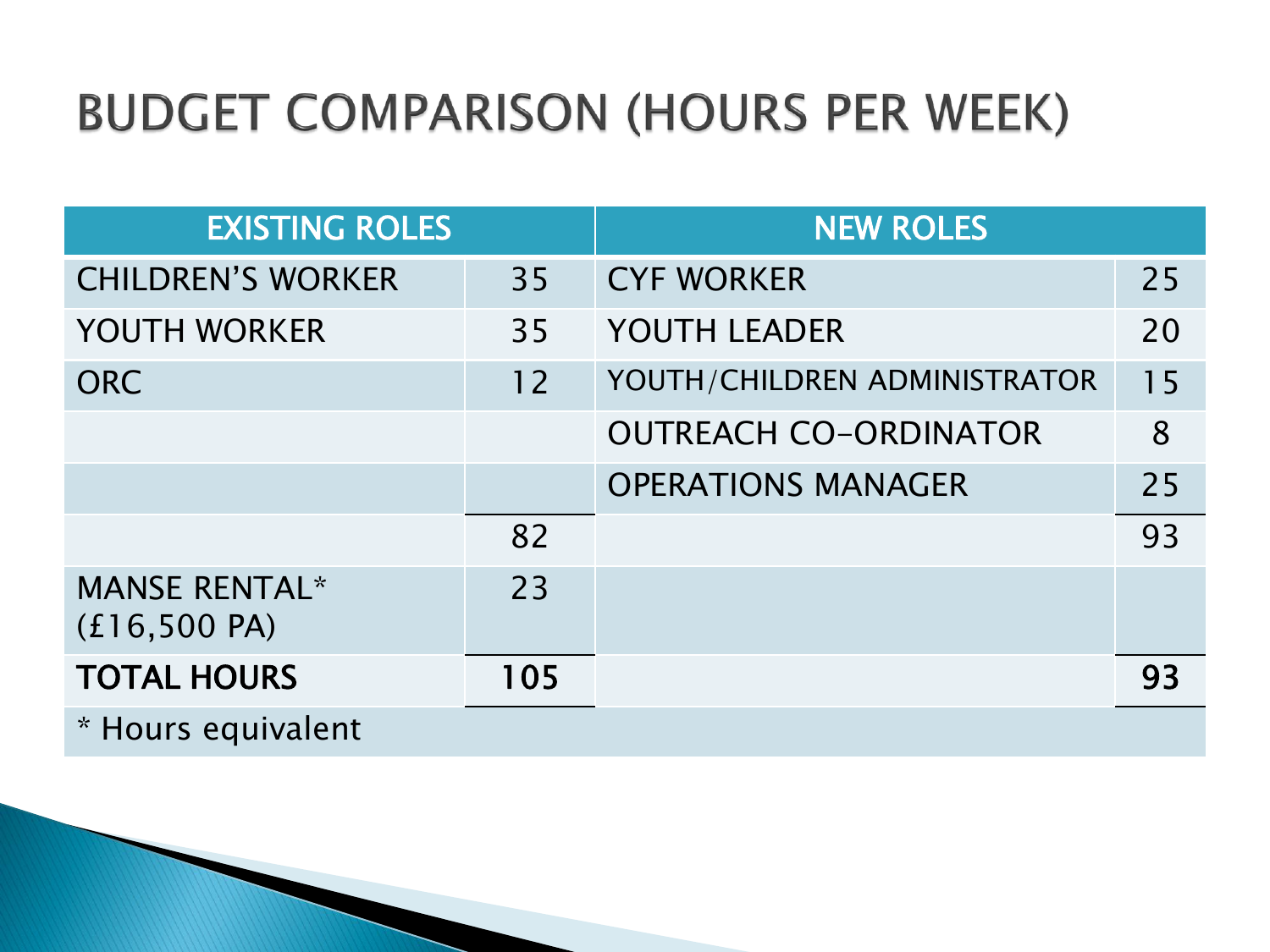# BUDGET COMPARISON (HOURS PER WEEK)

| EXISTING ROLES | | NEW ROLES | |
|---|---|---|---|
| CHILDREN'S WORKER | 35 | CYF WORKER | 25 |
| YOUTH WORKER | 35 | YOUTH LEADER | 20 |
| ORC | 12 | YOUTH/CHILDREN ADMINISTRATOR | 15 |
| | | OUTREACH CO-ORDINATOR | 8 |
| | | OPERATIONS MANAGER | 25 |
| | 82 | | 93 |
| MANSE RENTAL* (£16,500 PA) | 23 | | |
| **TOTAL HOURS** | **105** | | **93** |

\* Hours equivalent